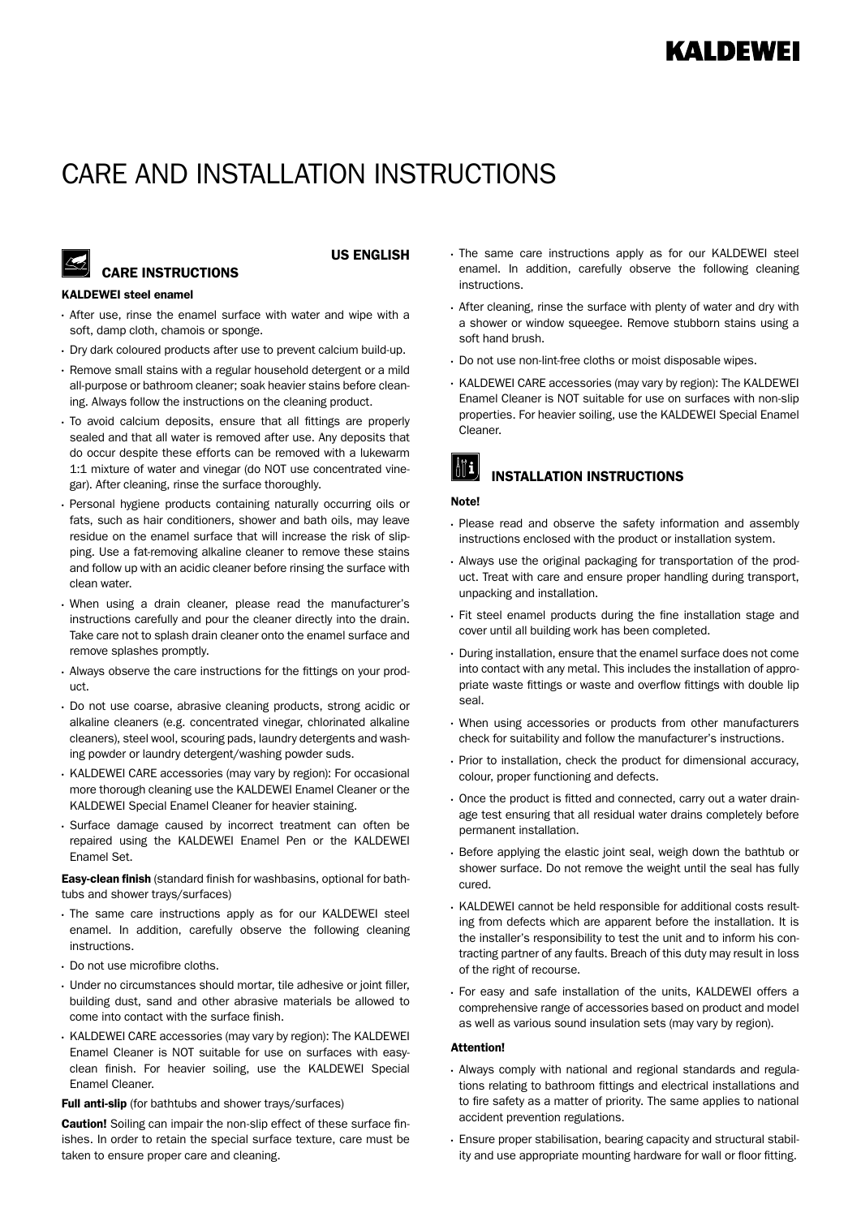KALDEWEI

# CARE AND INSTALLATION INSTRUCTIONS

US ENGLISH

## CARE INSTRUCTIONS

**KALDEWEI steel enamel**

- After use, rinse the enamel surface with water and wipe with a soft, damp cloth, chamois or sponge.
- Dry dark coloured products after use to prevent calcium build-up.
- Remove small stains with a regular household detergent or a mild all-purpose or bathroom cleaner; soak heavier stains before cleaning. Always follow the instructions on the cleaning product.
- To avoid calcium deposits, ensure that all fittings are properly sealed and that all water is removed after use. Any deposits that do occur despite these efforts can be removed with a lukewarm 1:1 mixture of water and vinegar (do NOT use concentrated vinegar). After cleaning, rinse the surface thoroughly.
- Personal hygiene products containing naturally occurring oils or fats, such as hair conditioners, shower and bath oils, may leave residue on the enamel surface that will increase the risk of slipping. Use a fat-removing alkaline cleaner to remove these stains and follow up with an acidic cleaner before rinsing the surface with clean water.
- When using a drain cleaner, please read the manufacturer's instructions carefully and pour the cleaner directly into the drain. Take care not to splash drain cleaner onto the enamel surface and remove splashes promptly.
- Always observe the care instructions for the fittings on your product.
- Do not use coarse, abrasive cleaning products, strong acidic or alkaline cleaners (e.g. concentrated vinegar, chlorinated alkaline cleaners), steel wool, scouring pads, laundry detergents and washing powder or laundry detergent/washing powder suds.
- KALDEWEI CARE accessories (may vary by region): For occasional more thorough cleaning use the KALDEWEI Enamel Cleaner or the KALDEWEI Special Enamel Cleaner for heavier staining.
- Surface damage caused by incorrect treatment can often be repaired using the KALDEWEI Enamel Pen or the KALDEWEI Enamel Set.

**Easy-clean finish** (standard finish for washbasins, optional for bathtubs and shower trays/surfaces)

- The same care instructions apply as for our KALDEWEI steel enamel. In addition, carefully observe the following cleaning instructions.
- Do not use microfibre cloths.
- Under no circumstances should mortar, tile adhesive or joint filler, building dust, sand and other abrasive materials be allowed to come into contact with the surface finish.
- KALDEWEI CARE accessories (may vary by region): The KALDEWEI Enamel Cleaner is NOT suitable for use on surfaces with easy-clean finish. For heavier soiling, use the KALDEWEI Special Enamel Cleaner.

**Full anti-slip** (for bathtubs and shower trays/surfaces)

**Caution!** Soiling can impair the non-slip effect of these surface finishes. In order to retain the special surface texture, care must be taken to ensure proper care and cleaning.

- The same care instructions apply as for our KALDEWEI steel enamel. In addition, carefully observe the following cleaning instructions.
- After cleaning, rinse the surface with plenty of water and dry with a shower or window squeegee. Remove stubborn stains using a soft hand brush.
- Do not use non-lint-free cloths or moist disposable wipes.
- KALDEWEI CARE accessories (may vary by region): The KALDEWEI Enamel Cleaner is NOT suitable for use on surfaces with non-slip properties. For heavier soiling, use the KALDEWEI Special Enamel Cleaner.

## INSTALLATION INSTRUCTIONS

**Note!**

- Please read and observe the safety information and assembly instructions enclosed with the product or installation system.
- Always use the original packaging for transportation of the product. Treat with care and ensure proper handling during transport, unpacking and installation.
- Fit steel enamel products during the fine installation stage and cover until all building work has been completed.
- During installation, ensure that the enamel surface does not come into contact with any metal. This includes the installation of appropriate waste fittings or waste and overflow fittings with double lip seal.
- When using accessories or products from other manufacturers check for suitability and follow the manufacturer's instructions.
- Prior to installation, check the product for dimensional accuracy, colour, proper functioning and defects.
- Once the product is fitted and connected, carry out a water drainage test ensuring that all residual water drains completely before permanent installation.
- Before applying the elastic joint seal, weigh down the bathtub or shower surface. Do not remove the weight until the seal has fully cured.
- KALDEWEI cannot be held responsible for additional costs resulting from defects which are apparent before the installation. It is the installer's responsibility to test the unit and to inform his contracting partner of any faults. Breach of this duty may result in loss of the right of recourse.
- For easy and safe installation of the units, KALDEWEI offers a comprehensive range of accessories based on product and model as well as various sound insulation sets (may vary by region).

**Attention!**

- Always comply with national and regional standards and regulations relating to bathroom fittings and electrical installations and to fire safety as a matter of priority. The same applies to national accident prevention regulations.
- Ensure proper stabilisation, bearing capacity and structural stability and use appropriate mounting hardware for wall or floor fitting.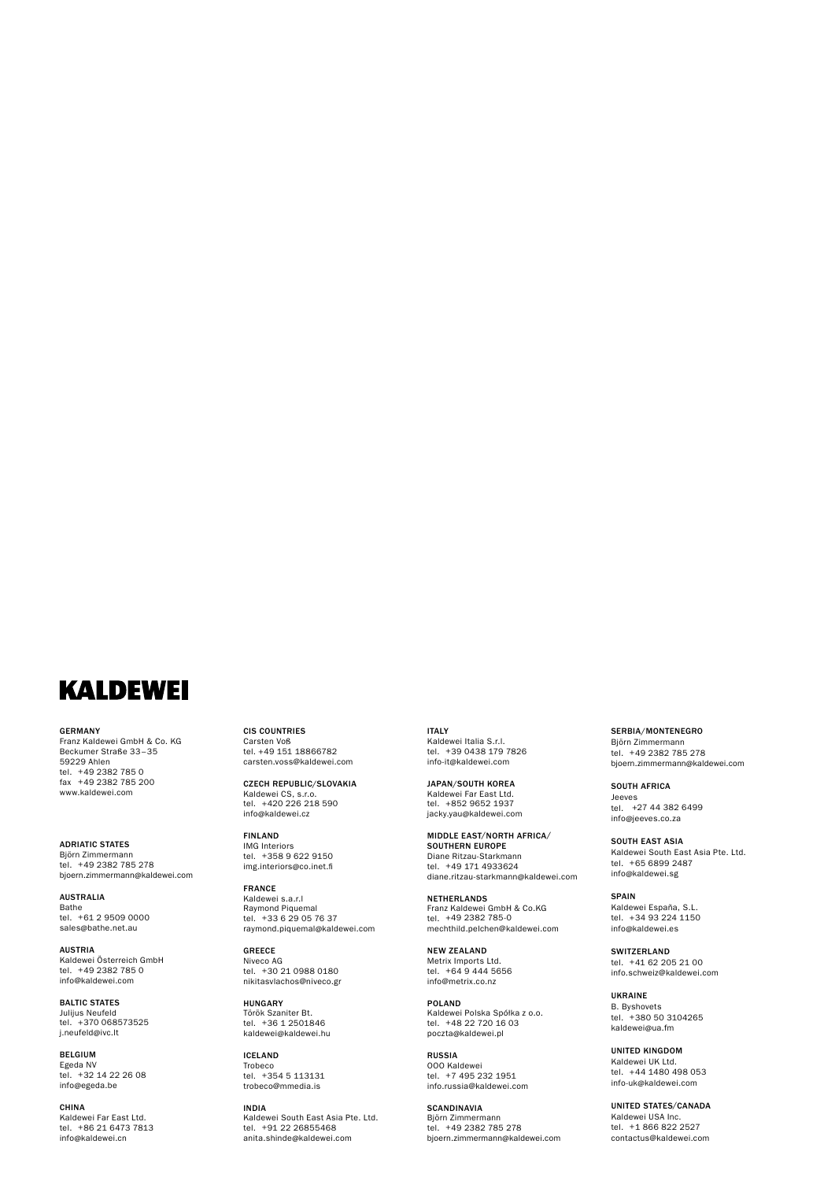# KALDEWEI

**GERMANY**
Franz Kaldewei GmbH & Co. KG
Beckumer Straße 33–35
59229 Ahlen
tel. +49 2382 785 0
fax +49 2382 785 200
www.kaldewei.com

**ADRIATIC STATES**
Björn Zimmermann
tel. +49 2382 785 278
bjoern.zimmermann@kaldewei.com

**AUSTRALIA**
Bathe
tel. +61 2 9509 0000
sales@bathe.net.au

**AUSTRIA**
Kaldewei Österreich GmbH
tel. +49 2382 785 0
info@kaldewei.com

**BALTIC STATES**
Julijus Neufeld
tel. +370 068573525
j.neufeld@ivc.lt

**BELGIUM**
Egeda NV
tel. +32 14 22 26 08
info@egeda.be

**CHINA**
Kaldewei Far East Ltd.
tel. +86 21 6473 7813
info@kaldewei.cn

**CIS COUNTRIES**
Carsten Voß
tel. +49 151 18866782
carsten.voss@kaldewei.com

**CZECH REPUBLIC/SLOVAKIA**
Kaldewei CS, s.r.o.
tel. +420 226 218 590
info@kaldewei.cz

**FINLAND**
IMG Interiors
tel. +358 9 622 9150
img.interiors@co.inet.fi

**FRANCE**
Kaldewei s.a.r.l
Raymond Piquemal
tel. +33 6 29 05 76 37
raymond.piquemal@kaldewei.com

**GREECE**
Niveco AG
tel. +30 21 0988 0180
nikitasvlachos@niveco.gr

**HUNGARY**
Török Szaniter Bt.
tel. +36 1 2501846
kaldewei@kaldewei.hu

**ICELAND**
Trobeco
tel. +354 5 113131
trobeco@mmedia.is

**INDIA**
Kaldewei South East Asia Pte. Ltd.
tel. +91 22 26855468
anita.shinde@kaldewei.com

**ITALY**
Kaldewei Italia S.r.l.
tel. +39 0438 179 7826
info-it@kaldewei.com

**JAPAN/SOUTH KOREA**
Kaldewei Far East Ltd.
tel. +852 9652 1937
jacky.yau@kaldewei.com

**MIDDLE EAST/NORTH AFRICA/ SOUTHERN EUROPE**
Diane Ritzau-Starkmann
tel. +49 171 4933624
diane.ritzau-starkmann@kaldewei.com

**NETHERLANDS**
Franz Kaldewei GmbH & Co.KG
tel. +49 2382 785-0
mechthild.pelchen@kaldewei.com

**NEW ZEALAND**
Metrix Imports Ltd.
tel. +64 9 444 5656
info@metrix.co.nz

**POLAND**
Kaldewei Polska Spółka z o.o.
tel. +48 22 720 16 03
poczta@kaldewei.pl

**RUSSIA**
OOO Kaldewei
tel. +7 495 232 1951
info.russia@kaldewei.com

**SCANDINAVIA**
Björn Zimmermann
tel. +49 2382 785 278
bjoern.zimmermann@kaldewei.com

**SERBIA/MONTENEGRO**
Björn Zimmermann
tel. +49 2382 785 278
bjoern.zimmermann@kaldewei.com

**SOUTH AFRICA**
Jeeves
tel. +27 44 382 6499
info@jeeves.co.za

**SOUTH EAST ASIA**
Kaldewei South East Asia Pte. Ltd.
tel. +65 6899 2487
info@kaldewei.sg

**SPAIN**
Kaldewei España, S.L.
tel. +34 93 224 1150
info@kaldewei.es

**SWITZERLAND**
tel. +41 62 205 21 00
info.schweiz@kaldewei.com

**UKRAINE**
B. Byshovets
tel. +380 50 3104265
kaldewei@ua.fm

**UNITED KINGDOM**
Kaldewei UK Ltd.
tel. +44 1480 498 053
info-uk@kaldewei.com

**UNITED STATES/CANADA**
Kaldewei USA Inc.
tel. +1 866 822 2527
contactus@kaldewei.com